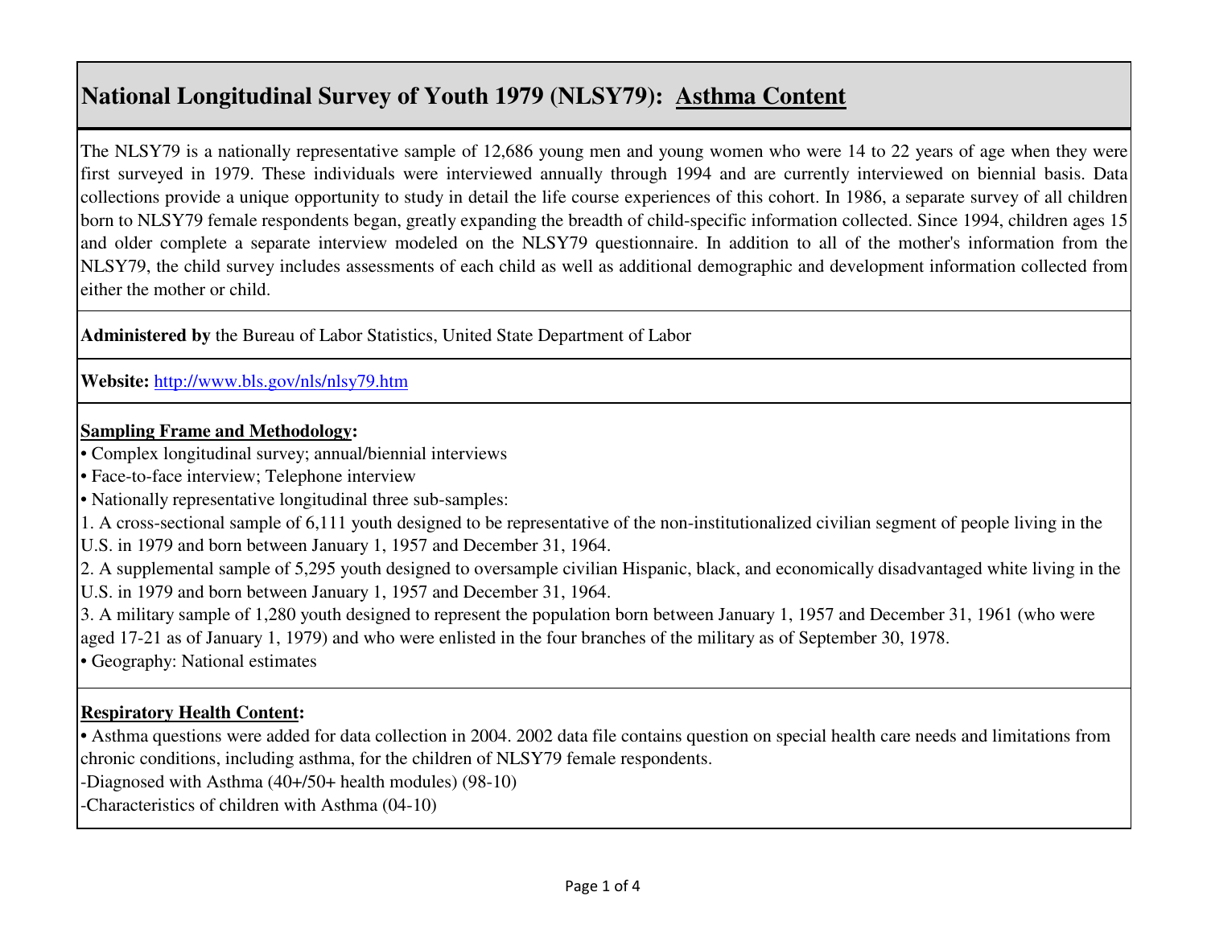# National Longitudinal Survey of Youth 1979 (NLSY79): Asthma Content

The NLSY79 is a nationally representative sample of 12,686 young men and young women who were 14 to 22 years of age when they were first surveyed in 1979. These individuals were interviewed annually through 1994 and are currently interviewed on biennial basis. Data collections provide a unique opportunity to study in detail the life course experiences of this cohort. In 1986, a separate survey of all children born to NLSY79 female respondents began, greatly expanding the breadth of child-specific information collected. Since 1994, children ages 15 and older complete a separate interview modeled on the NLSY79 questionnaire. In addition to all of the mother's information from the NLSY79, the child survey includes assessments of each child as well as additional demographic and development information collected from either the mother or child.

**Administered by** the Bureau of Labor Statistics, United State Department of Labor

**Website:** [http://www.bls.gov/nls/nlsy79.htm](http://www.bls.gov/nls/nlsy79.htm)

**Sampling Frame and Methodology:**

- Complex longitudinal survey; annual/biennial interviews
- Face-to-face interview; Telephone interview
- Nationally representative longitudinal three sub-samples:

1. A cross-sectional sample of 6,111 youth designed to be representative of the non-institutionalized civilian segment of people living in the U.S. in 1979 and born between January 1, 1957 and December 31, 1964.
2. A supplemental sample of 5,295 youth designed to oversample civilian Hispanic, black, and economically disadvantaged white living in the U.S. in 1979 and born between January 1, 1957 and December 31, 1964.
3. A military sample of 1,280 youth designed to represent the population born between January 1, 1957 and December 31, 1961 (who were aged 17-21 as of January 1, 1979) and who were enlisted in the four branches of the military as of September 30, 1978.

- Geography: National estimates

**Respiratory Health Content:**

- Asthma questions were added for data collection in 2004. 2002 data file contains question on special health care needs and limitations from chronic conditions, including asthma, for the children of NLSY79 female respondents.

-Diagnosed with Asthma (40+/50+ health modules) (98-10)

-Characteristics of children with Asthma (04-10)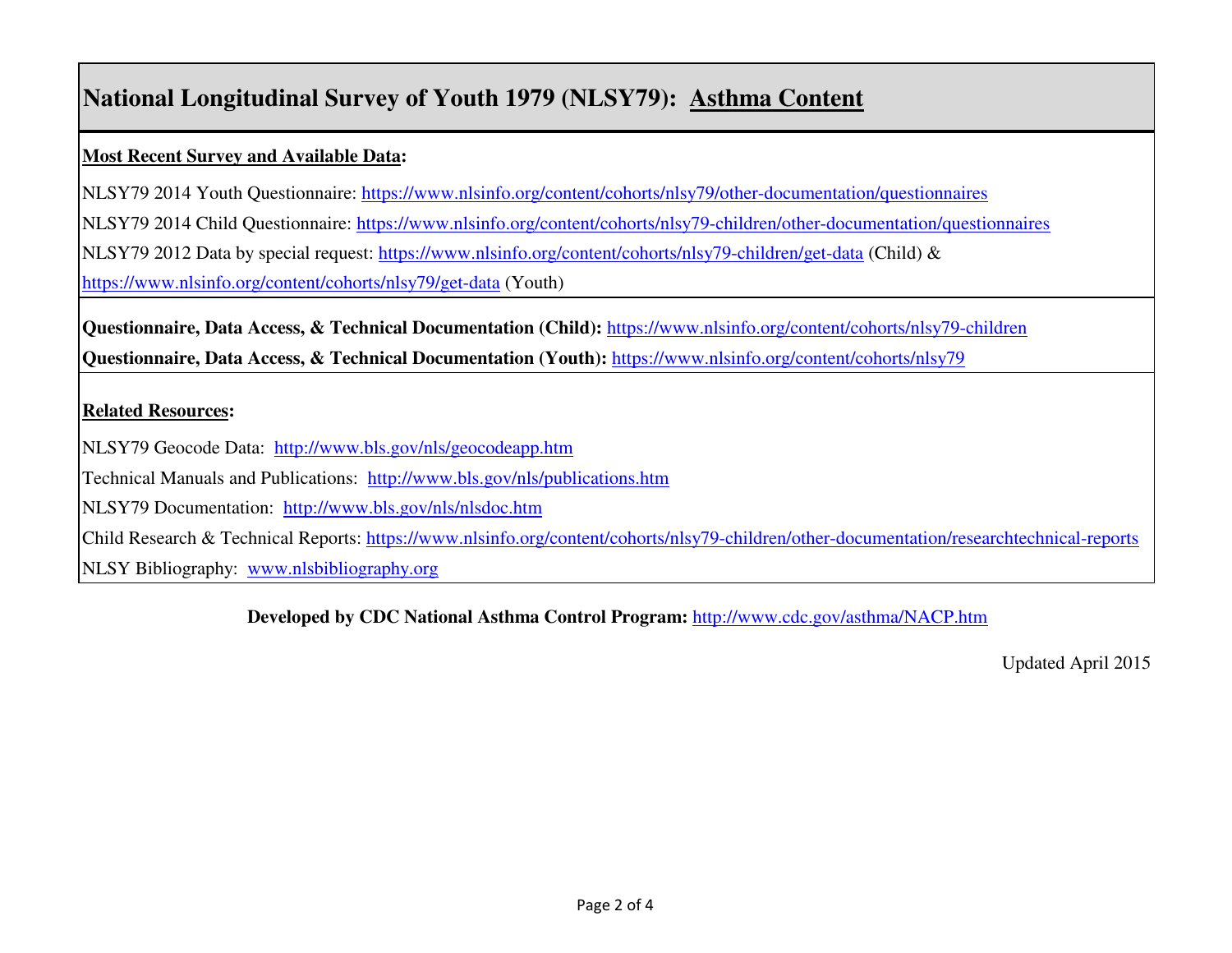# National Longitudinal Survey of Youth 1979 (NLSY79): Asthma Content

**Most Recent Survey and Available Data:**

NLSY79 2014 Youth Questionnaire: https://www.nlsinfo.org/content/cohorts/nlsy79/other-documentation/questionnaires

NLSY79 2014 Child Questionnaire: https://www.nlsinfo.org/content/cohorts/nlsy79-children/other-documentation/questionnaires

NLSY79 2012 Data by special request: https://www.nlsinfo.org/content/cohorts/nlsy79-children/get-data (Child) & https://www.nlsinfo.org/content/cohorts/nlsy79/get-data (Youth)

**Questionnaire, Data Access, & Technical Documentation (Child):** https://www.nlsinfo.org/content/cohorts/nlsy79-children

**Questionnaire, Data Access, & Technical Documentation (Youth):** https://www.nlsinfo.org/content/cohorts/nlsy79

**Related Resources:**

NLSY79 Geocode Data: http://www.bls.gov/nls/geocodeapp.htm

Technical Manuals and Publications: http://www.bls.gov/nls/publications.htm

NLSY79 Documentation: http://www.bls.gov/nls/nlsdoc.htm

Child Research & Technical Reports: https://www.nlsinfo.org/content/cohorts/nlsy79-children/other-documentation/researchtechnical-reports

NLSY Bibliography: www.nlsbibliography.org

**Developed by CDC National Asthma Control Program:** http://www.cdc.gov/asthma/NACP.htm

Updated April 2015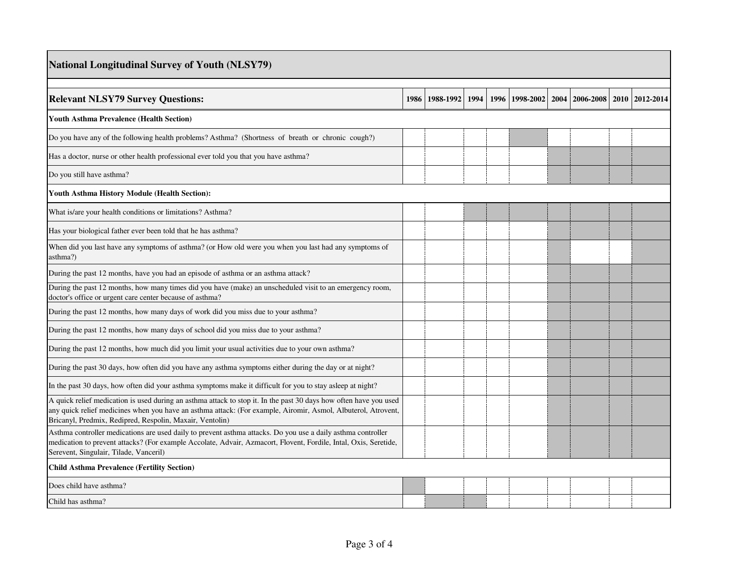## National Longitudinal Survey of Youth (NLSY79)

| Relevant NLSY79 Survey Questions: | 1986 | 1988-1992 | 1994 | 1996 | 1998-2002 | 2004 | 2006-2008 | 2010 | 2012-2014 |
|---|---|---|---|---|---|---|---|---|---|
| **Youth Asthma Prevalence (Health Section)** | | | | | | | | | |
| Do you have any of the following health problems? Asthma? (Shortness of breath or chronic cough?) | | | | | | | | | |
| Has a doctor, nurse or other health professional ever told you that you have asthma? | | | | | | | | | |
| Do you still have asthma? | | | | | | | | | |
| **Youth Asthma History Module (Health Section):** | | | | | | | | | |
| What is/are your health conditions or limitations? Asthma? | | | | | | | | | |
| Has your biological father ever been told that he has asthma? | | | | | | | | | |
| When did you last have any symptoms of asthma? (or How old were you when you last had any symptoms of asthma?) | | | | | | | | | |
| During the past 12 months, have you had an episode of asthma or an asthma attack? | | | | | | | | | |
| During the past 12 months, how many times did you have (make) an unscheduled visit to an emergency room, doctor's office or urgent care center because of asthma? | | | | | | | | | |
| During the past 12 months, how many days of work did you miss due to your asthma? | | | | | | | | | |
| During the past 12 months, how many days of school did you miss due to your asthma? | | | | | | | | | |
| During the past 12 months, how much did you limit your usual activities due to your own asthma? | | | | | | | | | |
| During the past 30 days, how often did you have any asthma symptoms either during the day or at night? | | | | | | | | | |
| In the past 30 days, how often did your asthma symptoms make it difficult for you to stay asleep at night? | | | | | | | | | |
| A quick relief medication is used during an asthma attack to stop it. In the past 30 days how often have you used any quick relief medicines when you have an asthma attack: (For example, Airomir, Asmol, Albuterol, Atrovent, Bricanyl, Predmix, Redipred, Respolin, Maxair, Ventolin) | | | | | | | | | |
| Asthma controller medications are used daily to prevent asthma attacks. Do you use a daily asthma controller medication to prevent attacks? (For example Accolate, Advair, Azmacort, Flovent, Fordile, Intal, Oxis, Seretide, Serevent, Singulair, Tilade, Vanceril) | | | | | | | | | |
| **Child Asthma Prevalence (Fertility Section)** | | | | | | | | | |
| Does child have asthma? | | | | | | | | | |
| Child has asthma? | | | | | | | | | |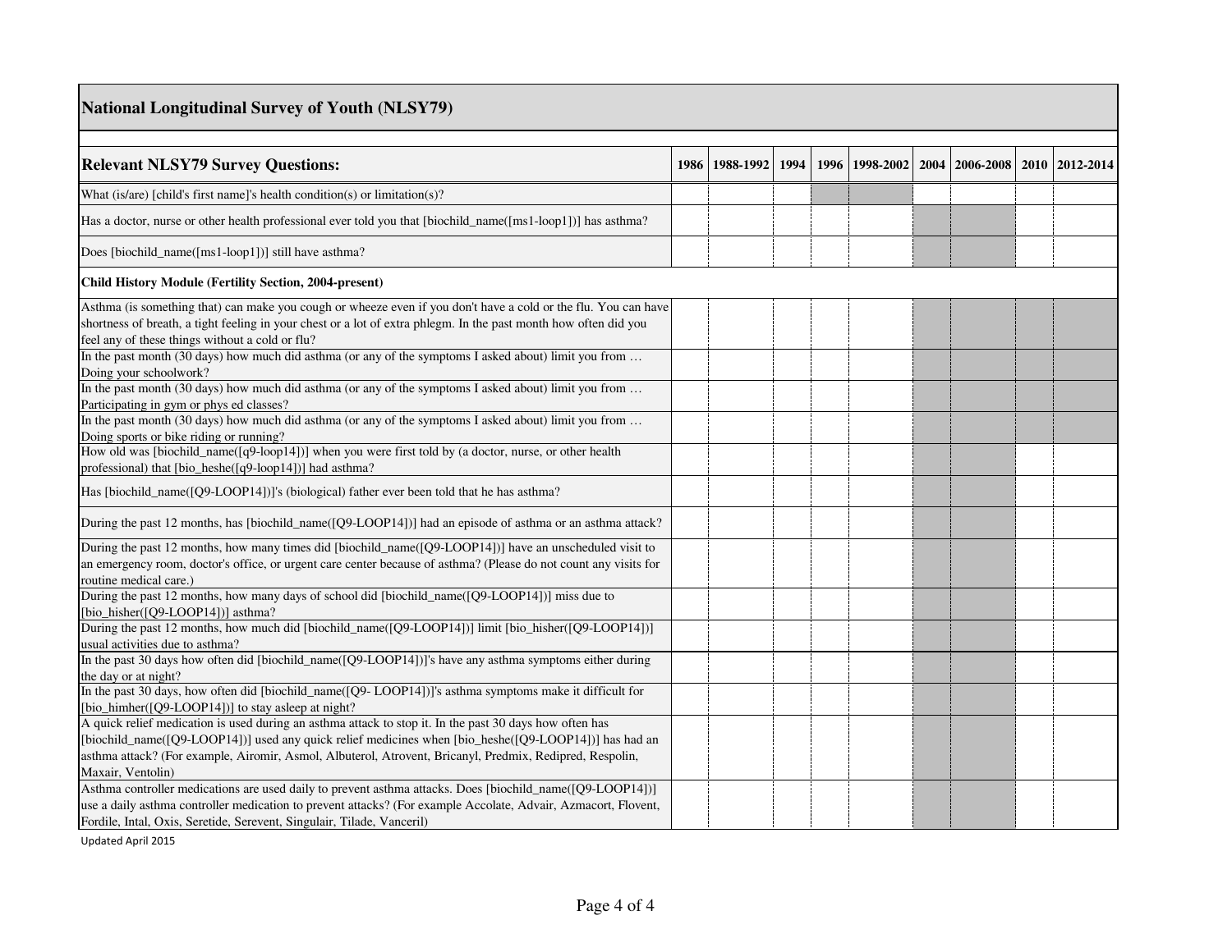# National Longitudinal Survey of Youth (NLSY79)

| **Relevant NLSY79 Survey Questions:** | 1986 | 1988-1992 | 1994 | 1996 | 1998-2002 | 2004 | 2006-2008 | 2010 | 2012-2014 |
|---|---|---|---|---|---|---|---|---|---|
| What (is/are) [child's first name]'s health condition(s) or limitation(s)? | | | | | | | | | |
| Has a doctor, nurse or other health professional ever told you that [biochild_name([ms1-loop1])] has asthma? | | | | | | | | | |
| Does [biochild_name([ms1-loop1])] still have asthma? | | | | | | | | | |
| **Child History Module (Fertility Section, 2004-present)** | | | | | | | | | |
| Asthma (is something that) can make you cough or wheeze even if you don't have a cold or the flu. You can have shortness of breath, a tight feeling in your chest or a lot of extra phlegm. In the past month how often did you feel any of these things without a cold or flu? | | | | | | | | | |
| In the past month (30 days) how much did asthma (or any of the symptoms I asked about) limit you from … Doing your schoolwork? | | | | | | | | | |
| In the past month (30 days) how much did asthma (or any of the symptoms I asked about) limit you from … Participating in gym or phys ed classes? | | | | | | | | | |
| In the past month (30 days) how much did asthma (or any of the symptoms I asked about) limit you from … Doing sports or bike riding or running? | | | | | | | | | |
| How old was [biochild_name([q9-loop14])] when you were first told by (a doctor, nurse, or other health professional) that [bio_heshe([q9-loop14])] had asthma? | | | | | | | | | |
| Has [biochild_name([Q9-LOOP14])]'s (biological) father ever been told that he has asthma? | | | | | | | | | |
| During the past 12 months, has [biochild_name([Q9-LOOP14])] had an episode of asthma or an asthma attack? | | | | | | | | | |
| During the past 12 months, how many times did [biochild_name([Q9-LOOP14])] have an unscheduled visit to an emergency room, doctor's office, or urgent care center because of asthma? (Please do not count any visits for routine medical care.) | | | | | | | | | |
| During the past 12 months, how many days of school did [biochild_name([Q9-LOOP14])] miss due to [bio_hisher([Q9-LOOP14])] asthma? | | | | | | | | | |
| During the past 12 months, how much did [biochild_name([Q9-LOOP14])] limit [bio_hisher([Q9-LOOP14])] usual activities due to asthma? | | | | | | | | | |
| In the past 30 days how often did [biochild_name([Q9-LOOP14])]'s have any asthma symptoms either during the day or at night? | | | | | | | | | |
| In the past 30 days, how often did [biochild_name([Q9- LOOP14])]'s asthma symptoms make it difficult for [bio_himher([Q9-LOOP14])] to stay asleep at night? | | | | | | | | | |
| A quick relief medication is used during an asthma attack to stop it. In the past 30 days how often has [biochild_name([Q9-LOOP14])] used any quick relief medicines when [bio_heshe([Q9-LOOP14])] has had an asthma attack? (For example, Airomir, Asmol, Albuterol, Atrovent, Bricanyl, Predmix, Redipred, Respolin, Maxair, Ventolin) | | | | | | | | | |
| Asthma controller medications are used daily to prevent asthma attacks. Does [biochild_name([Q9-LOOP14])] use a daily asthma controller medication to prevent attacks? (For example Accolate, Advair, Azmacort, Flovent, Fordile, Intal, Oxis, Seretide, Serevent, Singulair, Tilade, Vanceril) | | | | | | | | | |

Updated April 2015